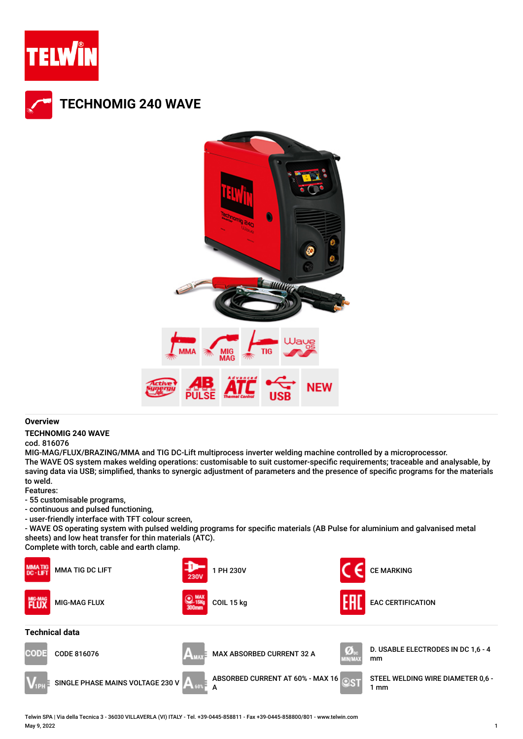# TECHNOMIG 240 WAVE

## Overview

**TECHNOMIG 240 WAVE**

cod. 816076

MIG-MAG/FLUX/BRAZING/MMA and TIG DC-Lift multiprocess inverter welding machine controlled by a microprocessor.
The WAVE OS system makes welding operations: customisable to suit customer-specific requirements; traceable and analysable, by saving data via USB; simplified, thanks to synergic adjustment of parameters and the presence of specific programs for the materials to weld.

Features:

- 55 customisable programs,
- continuous and pulsed functioning,
- user-friendly interface with TFT colour screen,
- WAVE OS operating system with pulsed welding programs for specific materials (AB Pulse for aluminium and galvanised metal sheets) and low heat transfer for thin materials (ATC).

Complete with torch, cable and earth clamp.

- MMA TIG DC LIFT
- 1 PH 230V
- CE MARKING
- MIG-MAG FLUX
- COIL 15 kg
- EAC CERTIFICATION

## Technical data

- CODE 816076
- MAX ABSORBED CURRENT 32 A
- D. USABLE ELECTRODES IN DC 1,6 - 4 mm
- SINGLE PHASE MAINS VOLTAGE 230 V
- ABSORBED CURRENT AT 60% - MAX 16 A
- STEEL WELDING WIRE DIAMETER 0,6 - 1 mm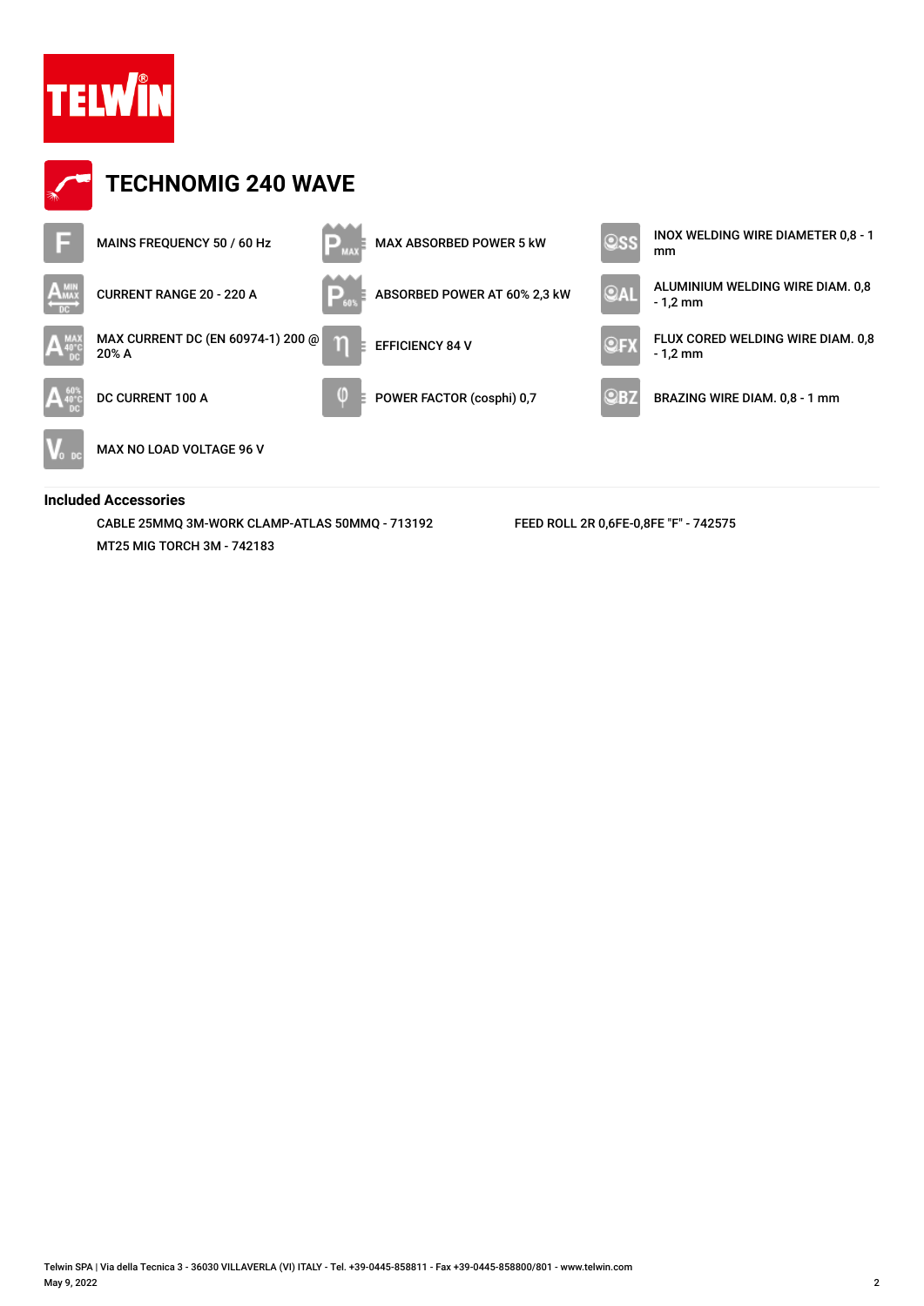# TECHNOMIG 240 WAVE

MAINS FREQUENCY 50 / 60 Hz

CURRENT RANGE 20 - 220 A

MAX CURRENT DC (EN 60974-1) 200 @ 20% A

DC CURRENT 100 A

MAX NO LOAD VOLTAGE 96 V

MAX ABSORBED POWER 5 kW

ABSORBED POWER AT 60% 2,3 kW

EFFICIENCY 84 V

POWER FACTOR (cosphi) 0,7

INOX WELDING WIRE DIAMETER 0,8 - 1 mm

ALUMINIUM WELDING WIRE DIAM. 0,8 - 1,2 mm

FLUX CORED WELDING WIRE DIAM. 0,8 - 1,2 mm

BRAZING WIRE DIAM. 0,8 - 1 mm

## Included Accessories

CABLE 25MMQ 3M-WORK CLAMP-ATLAS 50MMQ - 713192

MT25 MIG TORCH 3M - 742183

FEED ROLL 2R 0,6FE-0,8FE "F" - 742575

Telwin SPA | Via della Tecnica 3 - 36030 VILLAVERLA (VI) ITALY - Tel. +39-0445-858811 - Fax +39-0445-858800/801 - www.telwin.com
May 9, 2022